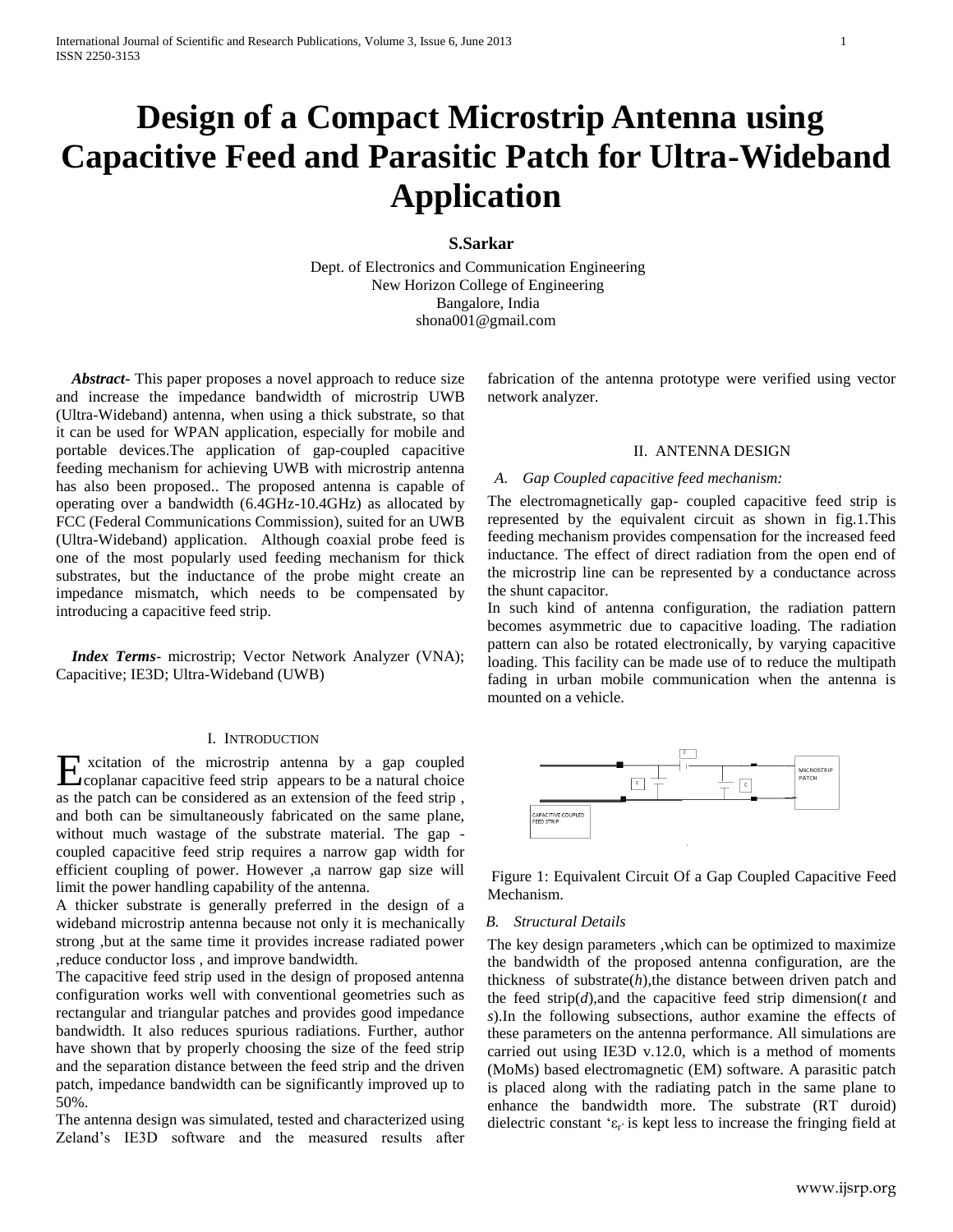# Design of a Compact Microstrip Antenna using Capacitive Feed and Parasitic Patch for Ultra-Wideband Application

**S.Sarkar**

Dept. of Electronics and Communication Engineering
New Horizon College of Engineering
Bangalore, India
shona001@gmail.com

***Abstract***- This paper proposes a novel approach to reduce size and increase the impedance bandwidth of microstrip UWB (Ultra-Wideband) antenna, when using a thick substrate, so that it can be used for WPAN application, especially for mobile and portable devices.The application of gap-coupled capacitive feeding mechanism for achieving UWB with microstrip antenna has also been proposed.. The proposed antenna is capable of operating over a bandwidth (6.4GHz-10.4GHz) as allocated by FCC (Federal Communications Commission), suited for an UWB (Ultra-Wideband) application. Although coaxial probe feed is one of the most popularly used feeding mechanism for thick substrates, but the inductance of the probe might create an impedance mismatch, which needs to be compensated by introducing a capacitive feed strip.

***Index Terms***- microstrip; Vector Network Analyzer (VNA); Capacitive; IE3D; Ultra-Wideband (UWB)

## I. Introduction

Excitation of the microstrip antenna by a gap coupled coplanar capacitive feed strip appears to be a natural choice as the patch can be considered as an extension of the feed strip , and both can be simultaneously fabricated on the same plane, without much wastage of the substrate material. The gap - coupled capacitive feed strip requires a narrow gap width for efficient coupling of power. However ,a narrow gap size will limit the power handling capability of the antenna.

A thicker substrate is generally preferred in the design of a wideband microstrip antenna because not only it is mechanically strong ,but at the same time it provides increase radiated power ,reduce conductor loss , and improve bandwidth.

The capacitive feed strip used in the design of proposed antenna configuration works well with conventional geometries such as rectangular and triangular patches and provides good impedance bandwidth. It also reduces spurious radiations. Further, author have shown that by properly choosing the size of the feed strip and the separation distance between the feed strip and the driven patch, impedance bandwidth can be significantly improved up to 50%.

The antenna design was simulated, tested and characterized using Zeland's IE3D software and the measured results after fabrication of the antenna prototype were verified using vector network analyzer.

## II. Antenna Design

### *A. Gap Coupled capacitive feed mechanism:*

The electromagnetically gap- coupled capacitive feed strip is represented by the equivalent circuit as shown in fig.1.This feeding mechanism provides compensation for the increased feed inductance. The effect of direct radiation from the open end of the microstrip line can be represented by a conductance across the shunt capacitor.

In such kind of antenna configuration, the radiation pattern becomes asymmetric due to capacitive loading. The radiation pattern can also be rotated electronically, by varying capacitive loading. This facility can be made use of to reduce the multipath fading in urban mobile communication when the antenna is mounted on a vehicle.

Figure 1: Equivalent Circuit Of a Gap Coupled Capacitive Feed Mechanism.

### *B. Structural Details*

The key design parameters ,which can be optimized to maximize the bandwidth of the proposed antenna configuration, are the thickness of substrate($h$),the distance between driven patch and the feed strip($d$),and the capacitive feed strip dimension($t$ and $s$).In the following subsections, author examine the effects of these parameters on the antenna performance. All simulations are carried out using IE3D v.12.0, which is a method of moments (MoMs) based electromagnetic (EM) software. A parasitic patch is placed along with the radiating patch in the same plane to enhance the bandwidth more. The substrate (RT duroid) dielectric constant '$\varepsilon_r$' is kept less to increase the fringing field at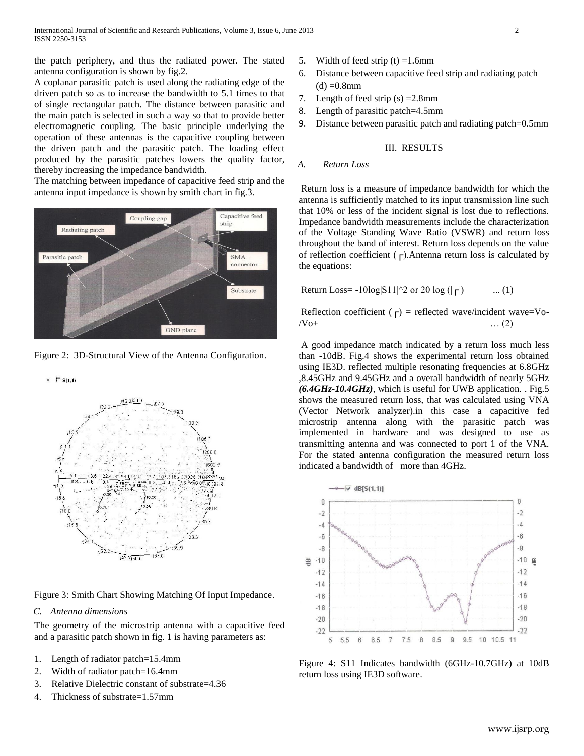the patch periphery, and thus the radiated power. The stated antenna configuration is shown by fig.2.

A coplanar parasitic patch is used along the radiating edge of the driven patch so as to increase the bandwidth to 5.1 times to that of single rectangular patch. The distance between parasitic and the main patch is selected in such a way so that to provide better electromagnetic coupling. The basic principle underlying the operation of these antennas is the capacitive coupling between the driven patch and the parasitic patch. The loading effect produced by the parasitic patches lowers the quality factor, thereby increasing the impedance bandwidth.

The matching between impedance of capacitive feed strip and the antenna input impedance is shown by smith chart in fig.3.

Figure 2: 3D-Structural View of the Antenna Configuration.

Figure 3: Smith Chart Showing Matching Of Input Impedance.

### C. Antenna dimensions

The geometry of the microstrip antenna with a capacitive feed and a parasitic patch shown in fig. 1 is having parameters as:

1. Length of radiator patch=15.4mm
2. Width of radiator patch=16.4mm
3. Relative Dielectric constant of substrate=4.36
4. Thickness of substrate=1.57mm
5. Width of feed strip (t) =1.6mm
6. Distance between capacitive feed strip and radiating patch (d) =0.8mm
7. Length of feed strip (s) =2.8mm
8. Length of parasitic patch=4.5mm
9. Distance between parasitic patch and radiating patch=0.5mm

## III. RESULTS

### A. *Return Loss*

Return loss is a measure of impedance bandwidth for which the antenna is sufficiently matched to its input transmission line such that 10% or less of the incident signal is lost due to reflections. Impedance bandwidth measurements include the characterization of the Voltage Standing Wave Ratio (VSWR) and return loss throughout the band of interest. Return loss depends on the value of reflection coefficient ($\Gamma$).Antenna return loss is calculated by the equations:

Return Loss= $-10\log|S11|^2$ or $20 \log (|\Gamma|)$ ... (1)

Reflection coefficient ($\Gamma$) = reflected wave/incident wave=Vo-/Vo+ … (2)

A good impedance match indicated by a return loss much less than -10dB. Fig.4 shows the experimental return loss obtained using IE3D. reflected multiple resonating frequencies at 6.8GHz ,8.45GHz and 9.45GHz and a overall bandwidth of nearly 5GHz ***(6.4GHz-10.4GHz)***, which is useful for UWB application. . Fig.5 shows the measured return loss, that was calculated using VNA (Vector Network analyzer).in this case a capacitive fed microstrip antenna along with the parasitic patch was implemented in hardware and was designed to use as transmitting antenna and was connected to port 1 of the VNA. For the stated antenna configuration the measured return loss indicated a bandwidth of more than 4GHz.

Figure 4: S11 Indicates bandwidth (6GHz-10.7GHz) at 10dB return loss using IE3D software.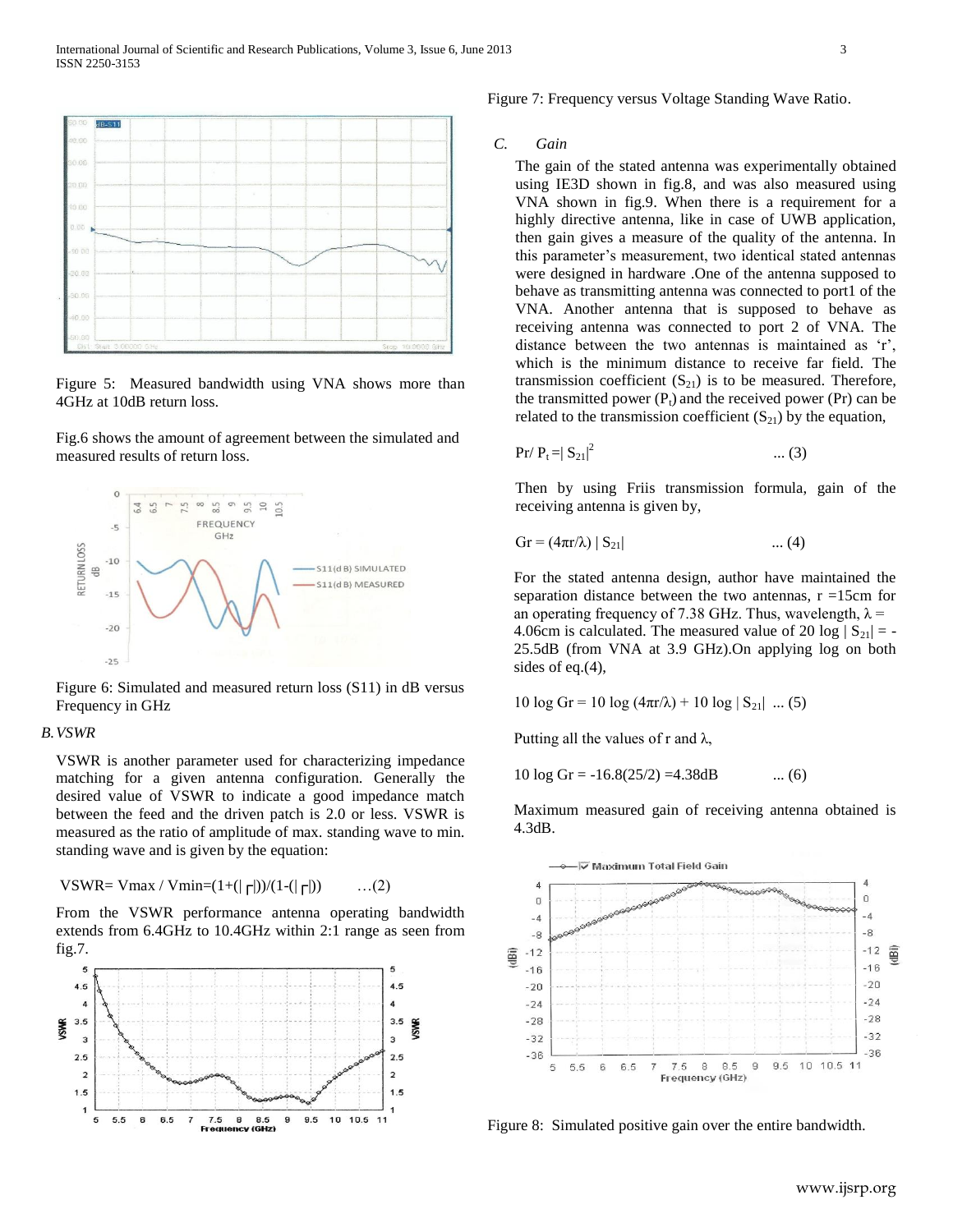Figure 5: Measured bandwidth using VNA shows more than 4GHz at 10dB return loss.

Fig.6 shows the amount of agreement between the simulated and measured results of return loss.

Figure 6: Simulated and measured return loss (S11) in dB versus Frequency in GHz

### B. VSWR

VSWR is another parameter used for characterizing impedance matching for a given antenna configuration. Generally the desired value of VSWR to indicate a good impedance match between the feed and the driven patch is 2.0 or less. VSWR is measured as the ratio of amplitude of max. standing wave to min. standing wave and is given by the equation:

$$VSWR = Vmax / Vmin = (1+(|\Gamma|))/(1-(|\Gamma|)) \quad \ldots(2)$$

From the VSWR performance antenna operating bandwidth extends from 6.4GHz to 10.4GHz within 2:1 range as seen from fig.7.

Figure 7: Frequency versus Voltage Standing Wave Ratio.

### C. Gain

The gain of the stated antenna was experimentally obtained using IE3D shown in fig.8, and was also measured using VNA shown in fig.9. When there is a requirement for a highly directive antenna, like in case of UWB application, then gain gives a measure of the quality of the antenna. In this parameter's measurement, two identical stated antennas were designed in hardware .One of the antenna supposed to behave as transmitting antenna was connected to port1 of the VNA. Another antenna that is supposed to behave as receiving antenna was connected to port 2 of VNA. The distance between the two antennas is maintained as 'r', which is the minimum distance to receive far field. The transmission coefficient ($S_{21}$) is to be measured. Therefore, the transmitted power ($P_t$) and the received power (Pr) can be related to the transmission coefficient ($S_{21}$) by the equation,

$$Pr/ P_t = |S_{21}|^2 \quad \ldots (3)$$

Then by using Friis transmission formula, gain of the receiving antenna is given by,

$$Gr = (4\pi r/\lambda) \mid S_{21}\mid \quad \ldots (4)$$

For the stated antenna design, author have maintained the separation distance between the two antennas, r =15cm for an operating frequency of 7.38 GHz. Thus, wavelength, $\lambda$ = 4.06cm is calculated. The measured value of 20 log $|S_{21}|$ = -25.5dB (from VNA at 3.9 GHz).On applying log on both sides of eq.(4),

$$10 \log Gr = 10 \log (4\pi r/\lambda) + 10 \log |S_{21}| \quad \ldots (5)$$

Putting all the values of r and $\lambda$,

$$10 \log Gr = -16.8(25/2) = 4.38dB \quad \ldots (6)$$

Maximum measured gain of receiving antenna obtained is 4.3dB.

Figure 8: Simulated positive gain over the entire bandwidth.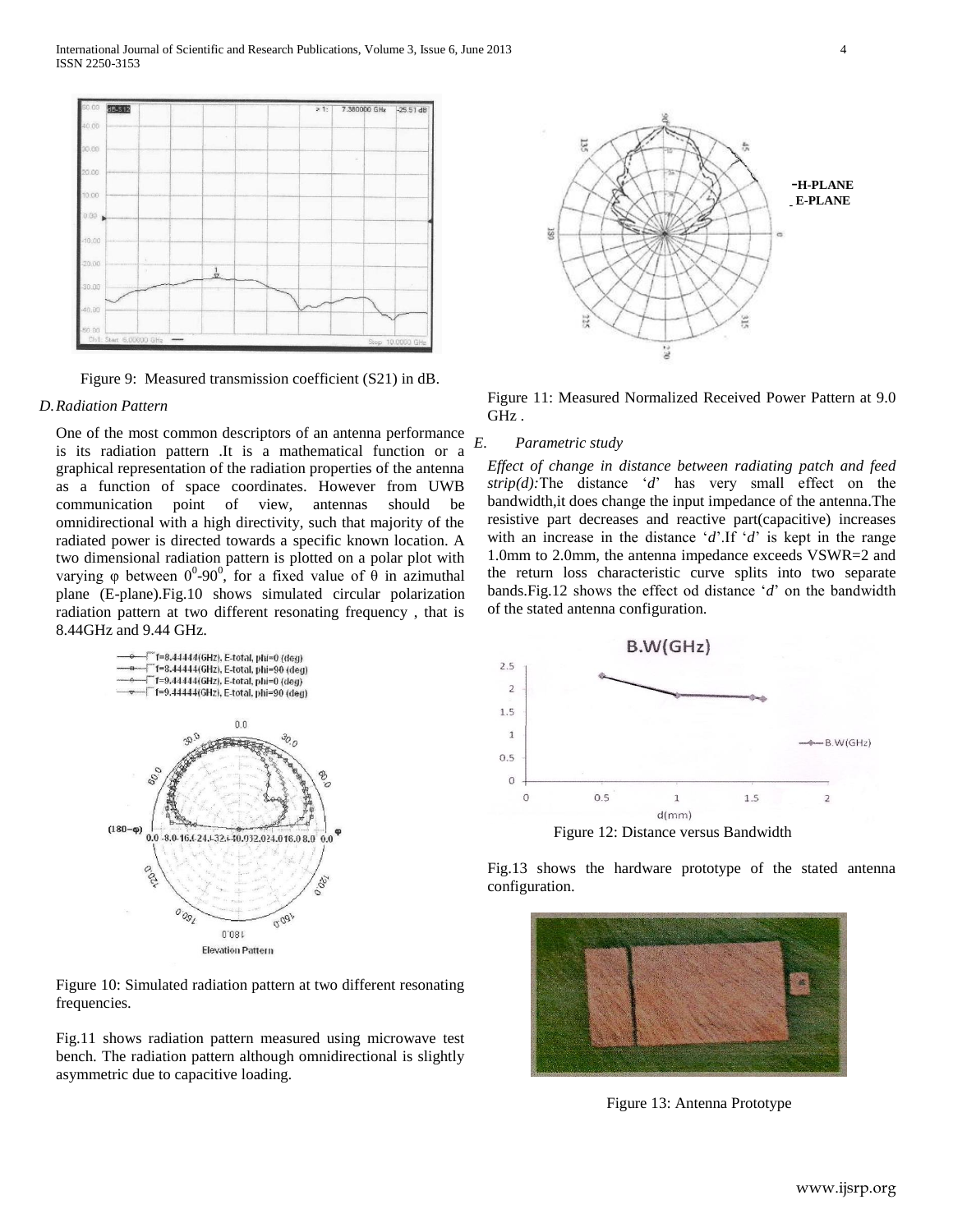Figure 9: Measured transmission coefficient (S21) in dB.

### D. Radiation Pattern

One of the most common descriptors of an antenna performance is its radiation pattern .It is a mathematical function or a graphical representation of the radiation properties of the antenna as a function of space coordinates. However from UWB communication point of view, antennas should be omnidirectional with a high directivity, such that majority of the radiated power is directed towards a specific known location. A two dimensional radiation pattern is plotted on a polar plot with varying φ between $0^0$-$90^0$, for a fixed value of θ in azimuthal plane (E-plane).Fig.10 shows simulated circular polarization radiation pattern at two different resonating frequency , that is 8.44GHz and 9.44 GHz.

Figure 10: Simulated radiation pattern at two different resonating frequencies.

Fig.11 shows radiation pattern measured using microwave test bench. The radiation pattern although omnidirectional is slightly asymmetric due to capacitive loading.

Figure 11: Measured Normalized Received Power Pattern at 9.0 GHz .

### E. Parametric study

*Effect of change in distance between radiating patch and feed strip(d):*The distance '*d*' has very small effect on the bandwidth,it does change the input impedance of the antenna.The resistive part decreases and reactive part(capacitive) increases with an increase in the distance '*d*'.If '*d*' is kept in the range 1.0mm to 2.0mm, the antenna impedance exceeds VSWR=2 and the return loss characteristic curve splits into two separate bands.Fig.12 shows the effect od distance '*d*' on the bandwidth of the stated antenna configuration.

Figure 12: Distance versus Bandwidth

Fig.13 shows the hardware prototype of the stated antenna configuration.

Figure 13: Antenna Prototype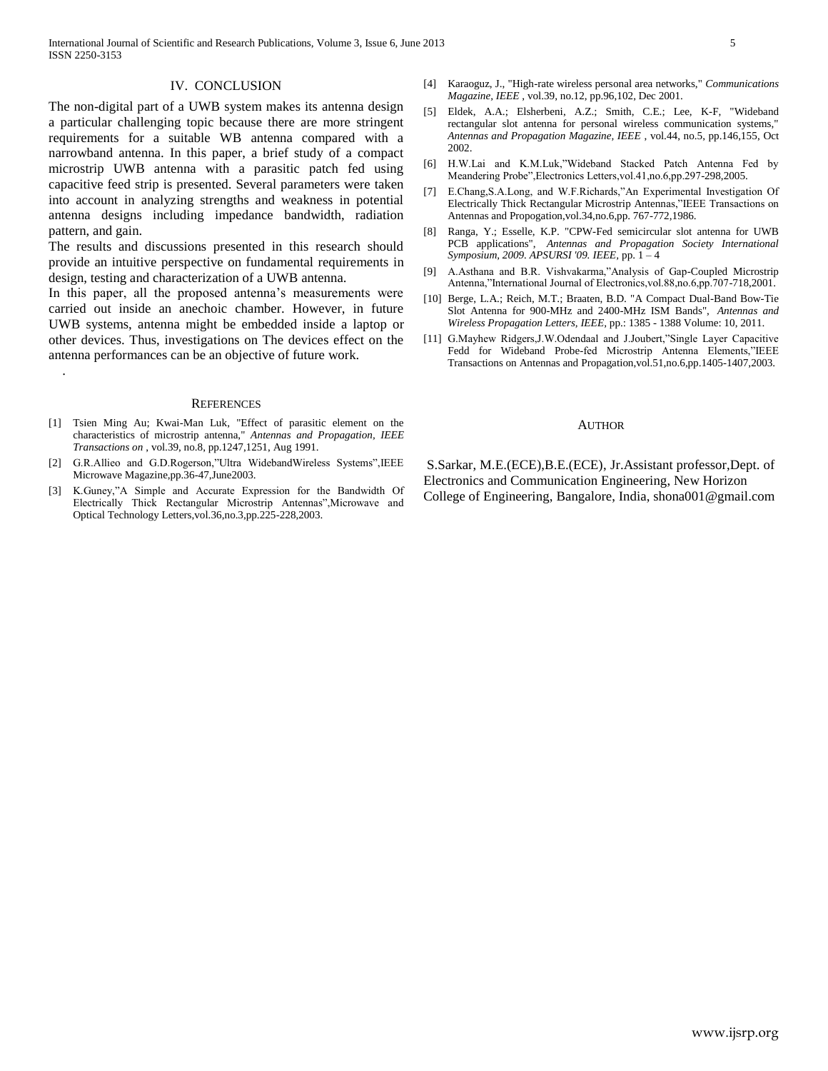## IV. CONCLUSION

The non-digital part of a UWB system makes its antenna design a particular challenging topic because there are more stringent requirements for a suitable WB antenna compared with a narrowband antenna. In this paper, a brief study of a compact microstrip UWB antenna with a parasitic patch fed using capacitive feed strip is presented. Several parameters were taken into account in analyzing strengths and weakness in potential antenna designs including impedance bandwidth, radiation pattern, and gain.

The results and discussions presented in this research should provide an intuitive perspective on fundamental requirements in design, testing and characterization of a UWB antenna.

In this paper, all the proposed antenna's measurements were carried out inside an anechoic chamber. However, in future UWB systems, antenna might be embedded inside a laptop or other devices. Thus, investigations on The devices effect on the antenna performances can be an objective of future work.

.

## REFERENCES

[1] Tsien Ming Au; Kwai-Man Luk, "Effect of parasitic element on the characteristics of microstrip antenna," *Antennas and Propagation, IEEE Transactions on* , vol.39, no.8, pp.1247,1251, Aug 1991.

[2] G.R.Allieo and G.D.Rogerson,"Ultra WidebandWireless Systems",IEEE Microwave Magazine,pp.36-47,June2003.

[3] K.Guney,"A Simple and Accurate Expression for the Bandwidth Of Electrically Thick Rectangular Microstrip Antennas",Microwave and Optical Technology Letters,vol.36,no.3,pp.225-228,2003.

[4] Karaoguz, J., "High-rate wireless personal area networks," *Communications Magazine, IEEE* , vol.39, no.12, pp.96,102, Dec 2001.

[5] Eldek, A.A.; Elsherbeni, A.Z.; Smith, C.E.; Lee, K-F, "Wideband rectangular slot antenna for personal wireless communication systems," *Antennas and Propagation Magazine, IEEE* , vol.44, no.5, pp.146,155, Oct 2002.

[6] H.W.Lai and K.M.Luk,"Wideband Stacked Patch Antenna Fed by Meandering Probe",Electronics Letters,vol.41,no.6,pp.297-298,2005.

[7] E.Chang,S.A.Long, and W.F.Richards,"An Experimental Investigation Of Electrically Thick Rectangular Microstrip Antennas,"IEEE Transactions on Antennas and Propogation,vol.34,no.6,pp. 767-772,1986.

[8] Ranga, Y.; Esselle, K.P. "CPW-Fed semicircular slot antenna for UWB PCB applications", *Antennas and Propagation Society International Symposium, 2009. APSURSI '09. IEEE*, pp. 1 – 4

[9] A.Asthana and B.R. Vishvakarma,"Analysis of Gap-Coupled Microstrip Antenna,"International Journal of Electronics,vol.88,no.6,pp.707-718,2001.

[10] Berge, L.A.; Reich, M.T.; Braaten, B.D. "A Compact Dual-Band Bow-Tie Slot Antenna for 900-MHz and 2400-MHz ISM Bands", *Antennas and Wireless Propagation Letters, IEEE*, pp.: 1385 - 1388 Volume: 10, 2011.

[11] G.Mayhew Ridgers,J.W.Odendaal and J.Joubert,"Single Layer Capacitive Fedd for Wideband Probe-fed Microstrip Antenna Elements,"IEEE Transactions on Antennas and Propagation,vol.51,no.6,pp.1405-1407,2003.

## AUTHOR

S.Sarkar, M.E.(ECE),B.E.(ECE), Jr.Assistant professor,Dept. of Electronics and Communication Engineering, New Horizon College of Engineering, Bangalore, India, shona001@gmail.com